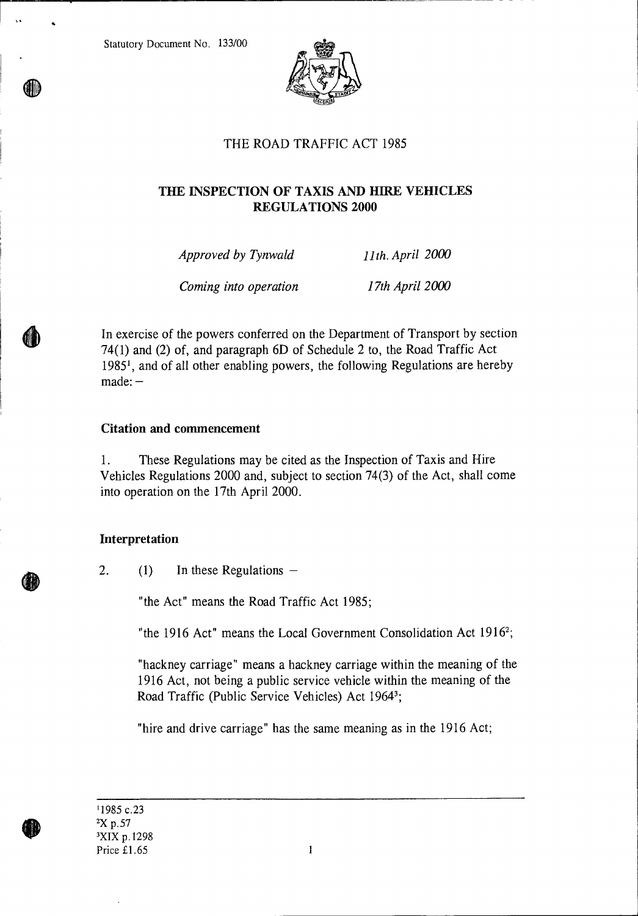Statutory Document No. 133/00

# THE ROAD TRAFFIC ACT 1985

## THE INSPECTION OF TAXIS AND HIRE VEHICLES REGULATIONS 2000

| | |
|---|---|
| *Approved by Tynwald* | *11th. April 2000* |
| *Coming into operation* | *17th April 2000* |

In exercise of the powers conferred on the Department of Transport by section 74(1) and (2) of, and paragraph 6D of Schedule 2 to, the Road Traffic Act 1985[1], and of all other enabling powers, the following Regulations are hereby made: –

### Citation and commencement

1. These Regulations may be cited as the Inspection of Taxis and Hire Vehicles Regulations 2000 and, subject to section 74(3) of the Act, shall come into operation on the 17th April 2000.

### Interpretation

2. (1) In these Regulations –

"the Act" means the Road Traffic Act 1985;

"the 1916 Act" means the Local Government Consolidation Act 1916[2];

"hackney carriage" means a hackney carriage within the meaning of the 1916 Act, not being a public service vehicle within the meaning of the Road Traffic (Public Service Vehicles) Act 1964[3];

"hire and drive carriage" has the same meaning as in the 1916 Act;

[1] 1985 c.23
[2] X p.57
[3] XIX p.1298
Price £1.65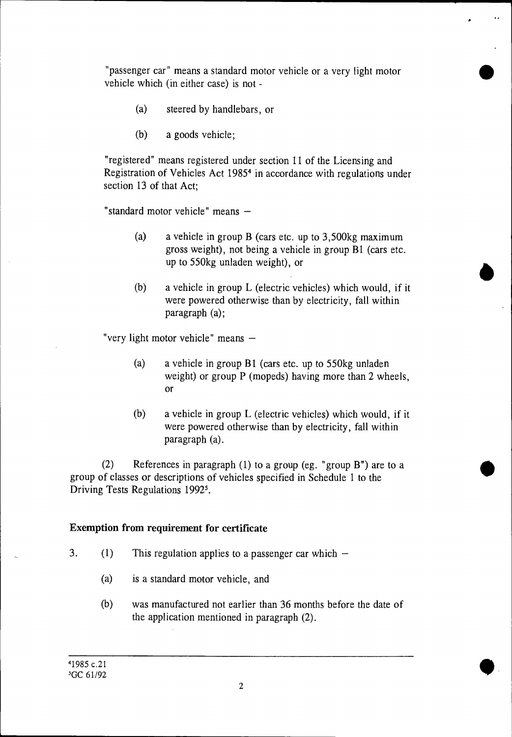"passenger car" means a standard motor vehicle or a very light motor vehicle which (in either case) is not -

(a) steered by handlebars, or

(b) a goods vehicle;

"registered" means registered under section 11 of the Licensing and Registration of Vehicles Act 1985[4] in accordance with regulations under section 13 of that Act;

"standard motor vehicle" means –

(a) a vehicle in group B (cars etc. up to 3,500kg maximum gross weight), not being a vehicle in group B1 (cars etc. up to 550kg unladen weight), or

(b) a vehicle in group L (electric vehicles) which would, if it were powered otherwise than by electricity, fall within paragraph (a);

"very light motor vehicle" means –

(a) a vehicle in group B1 (cars etc. up to 550kg unladen weight) or group P (mopeds) having more than 2 wheels, or

(b) a vehicle in group L (electric vehicles) which would, if it were powered otherwise than by electricity, fall within paragraph (a).

(2) References in paragraph (1) to a group (eg. "group B") are to a group of classes or descriptions of vehicles specified in Schedule 1 to the Driving Tests Regulations 1992[5].

**Exemption from requirement for certificate**

3. (1) This regulation applies to a passenger car which –

(a) is a standard motor vehicle, and

(b) was manufactured not earlier than 36 months before the date of the application mentioned in paragraph (2).

---

[4] 1985 c.21

[5] GC 61/92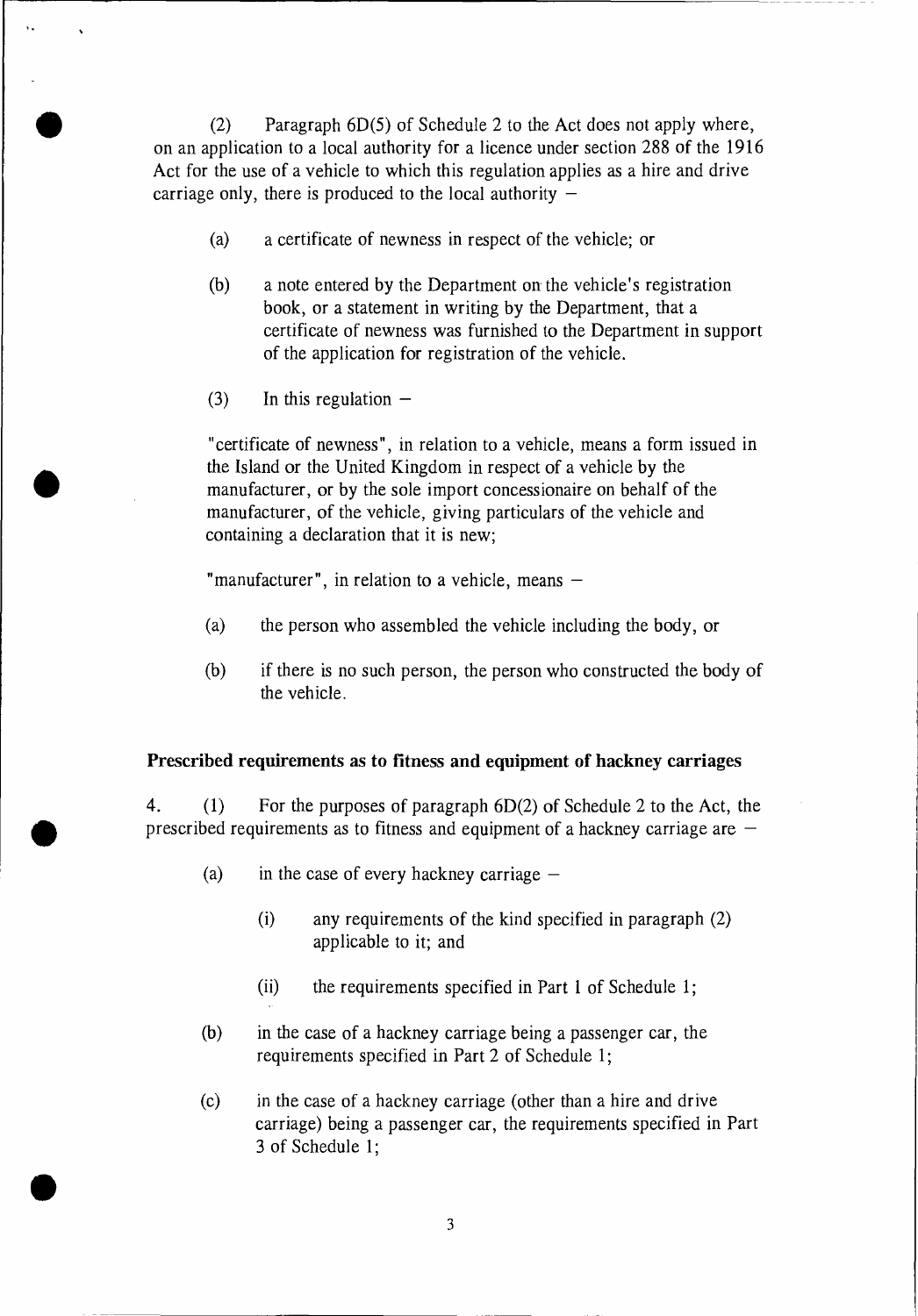(2) Paragraph 6D(5) of Schedule 2 to the Act does not apply where, on an application to a local authority for a licence under section 288 of the 1916 Act for the use of a vehicle to which this regulation applies as a hire and drive carriage only, there is produced to the local authority –

(a) a certificate of newness in respect of the vehicle; or

(b) a note entered by the Department on the vehicle's registration book, or a statement in writing by the Department, that a certificate of newness was furnished to the Department in support of the application for registration of the vehicle.

(3) In this regulation –

"certificate of newness", in relation to a vehicle, means a form issued in the Island or the United Kingdom in respect of a vehicle by the manufacturer, or by the sole import concessionaire on behalf of the manufacturer, of the vehicle, giving particulars of the vehicle and containing a declaration that it is new;

"manufacturer", in relation to a vehicle, means –

(a) the person who assembled the vehicle including the body, or

(b) if there is no such person, the person who constructed the body of the vehicle.

**Prescribed requirements as to fitness and equipment of hackney carriages**

4. (1) For the purposes of paragraph 6D(2) of Schedule 2 to the Act, the prescribed requirements as to fitness and equipment of a hackney carriage are –

(a) in the case of every hackney carriage –

(i) any requirements of the kind specified in paragraph (2) applicable to it; and

(ii) the requirements specified in Part 1 of Schedule 1;

(b) in the case of a hackney carriage being a passenger car, the requirements specified in Part 2 of Schedule 1;

(c) in the case of a hackney carriage (other than a hire and drive carriage) being a passenger car, the requirements specified in Part 3 of Schedule 1;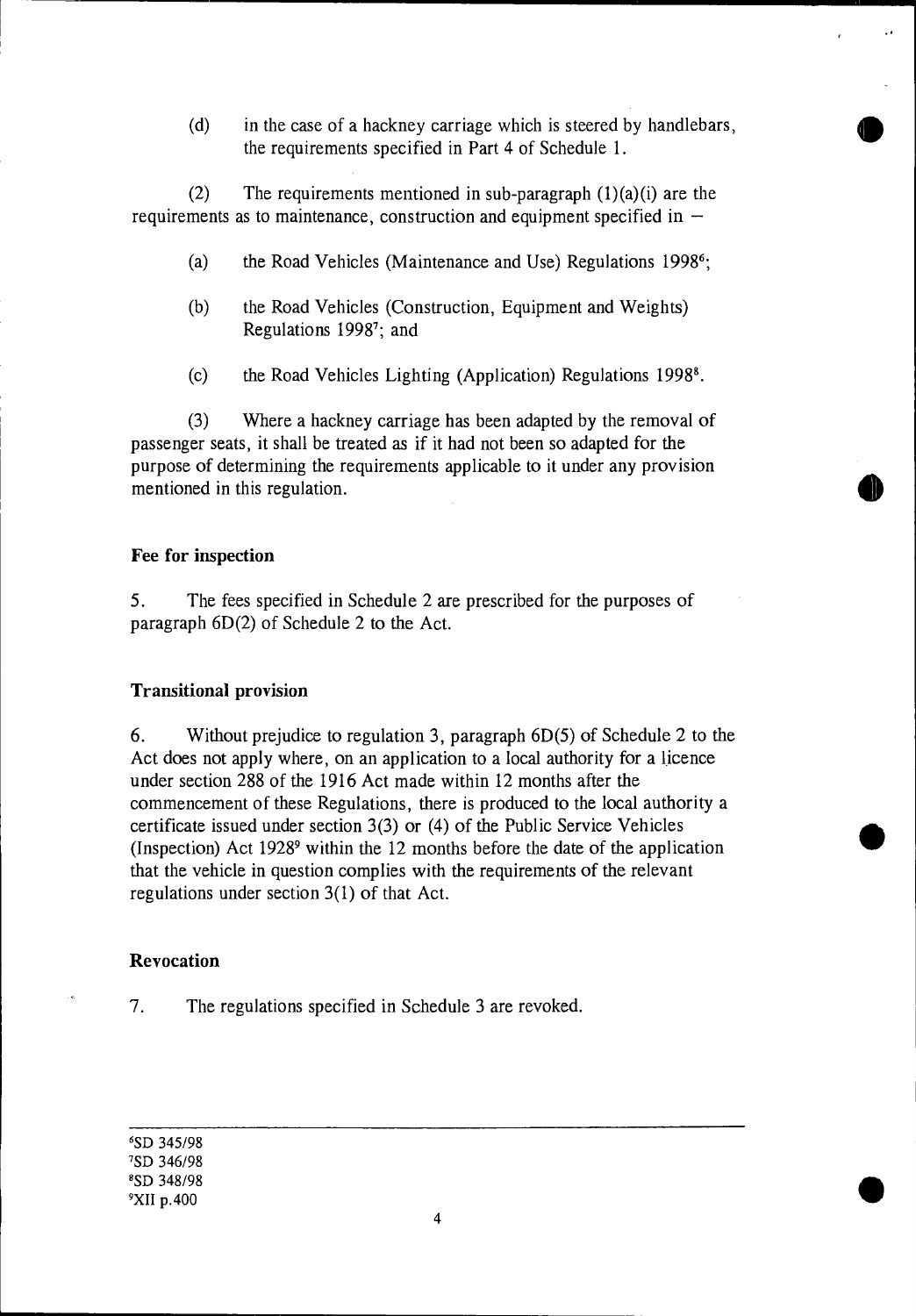(d) in the case of a hackney carriage which is steered by handlebars, the requirements specified in Part 4 of Schedule 1.

(2) The requirements mentioned in sub-paragraph (1)(a)(i) are the requirements as to maintenance, construction and equipment specified in –

(a) the Road Vehicles (Maintenance and Use) Regulations 1998[6];

(b) the Road Vehicles (Construction, Equipment and Weights) Regulations 1998[7]; and

(c) the Road Vehicles Lighting (Application) Regulations 1998[8].

(3) Where a hackney carriage has been adapted by the removal of passenger seats, it shall be treated as if it had not been so adapted for the purpose of determining the requirements applicable to it under any provision mentioned in this regulation.

**Fee for inspection**

5. The fees specified in Schedule 2 are prescribed for the purposes of paragraph 6D(2) of Schedule 2 to the Act.

**Transitional provision**

6. Without prejudice to regulation 3, paragraph 6D(5) of Schedule 2 to the Act does not apply where, on an application to a local authority for a licence under section 288 of the 1916 Act made within 12 months after the commencement of these Regulations, there is produced to the local authority a certificate issued under section 3(3) or (4) of the Public Service Vehicles (Inspection) Act 1928[9] within the 12 months before the date of the application that the vehicle in question complies with the requirements of the relevant regulations under section 3(1) of that Act.

**Revocation**

7. The regulations specified in Schedule 3 are revoked.

---

[6] SD 345/98
[7] SD 346/98
[8] SD 348/98
[9] XII p.400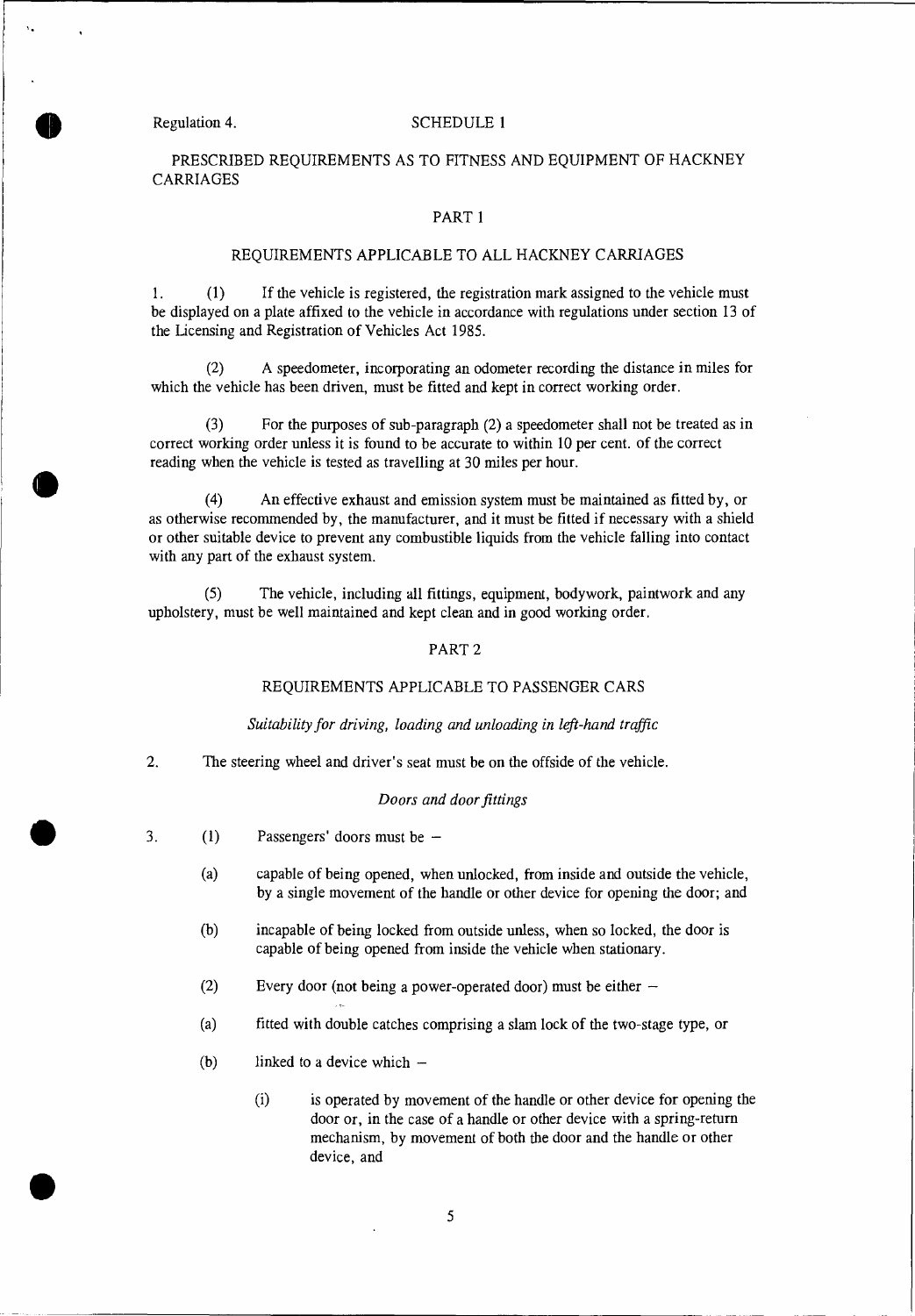Regulation 4.

# SCHEDULE 1

## PRESCRIBED REQUIREMENTS AS TO FITNESS AND EQUIPMENT OF HACKNEY CARRIAGES

### PART 1

### REQUIREMENTS APPLICABLE TO ALL HACKNEY CARRIAGES

1. (1) If the vehicle is registered, the registration mark assigned to the vehicle must be displayed on a plate affixed to the vehicle in accordance with regulations under section 13 of the Licensing and Registration of Vehicles Act 1985.

(2) A speedometer, incorporating an odometer recording the distance in miles for which the vehicle has been driven, must be fitted and kept in correct working order.

(3) For the purposes of sub-paragraph (2) a speedometer shall not be treated as in correct working order unless it is found to be accurate to within 10 per cent. of the correct reading when the vehicle is tested as travelling at 30 miles per hour.

(4) An effective exhaust and emission system must be maintained as fitted by, or as otherwise recommended by, the manufacturer, and it must be fitted if necessary with a shield or other suitable device to prevent any combustible liquids from the vehicle falling into contact with any part of the exhaust system.

(5) The vehicle, including all fittings, equipment, bodywork, paintwork and any upholstery, must be well maintained and kept clean and in good working order.

### PART 2

### REQUIREMENTS APPLICABLE TO PASSENGER CARS

*Suitability for driving, loading and unloading in left-hand traffic*

2. The steering wheel and driver's seat must be on the offside of the vehicle.

*Doors and door fittings*

3. (1) Passengers' doors must be –

(a) capable of being opened, when unlocked, from inside and outside the vehicle, by a single movement of the handle or other device for opening the door; and

(b) incapable of being locked from outside unless, when so locked, the door is capable of being opened from inside the vehicle when stationary.

(2) Every door (not being a power-operated door) must be either –

(a) fitted with double catches comprising a slam lock of the two-stage type, or

(b) linked to a device which –

(i) is operated by movement of the handle or other device for opening the door or, in the case of a handle or other device with a spring-return mechanism, by movement of both the door and the handle or other device, and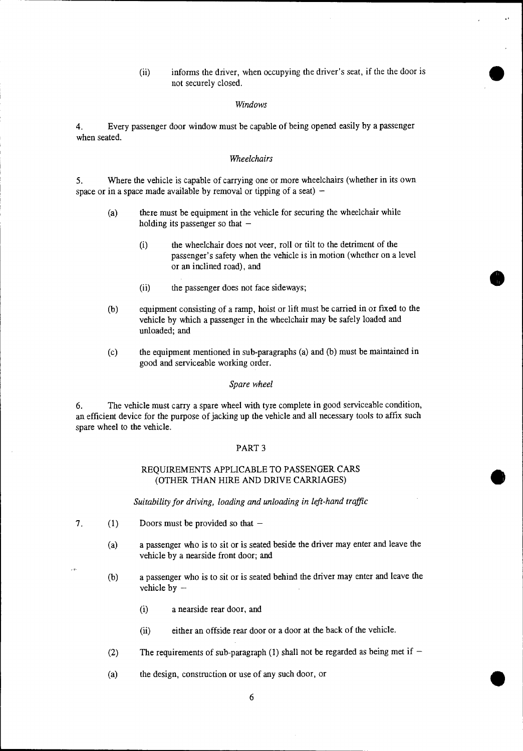(ii) informs the driver, when occupying the driver's seat, if the the door is not securely closed.

*Windows*

4. Every passenger door window must be capable of being opened easily by a passenger when seated.

*Wheelchairs*

5. Where the vehicle is capable of carrying one or more wheelchairs (whether in its own space or in a space made available by removal or tipping of a seat) –

(a) there must be equipment in the vehicle for securing the wheelchair while holding its passenger so that –

(i) the wheelchair does not veer, roll or tilt to the detriment of the passenger's safety when the vehicle is in motion (whether on a level or an inclined road), and

(ii) the passenger does not face sideways;

(b) equipment consisting of a ramp, hoist or lift must be carried in or fixed to the vehicle by which a passenger in the wheelchair may be safely loaded and unloaded; and

(c) the equipment mentioned in sub-paragraphs (a) and (b) must be maintained in good and serviceable working order.

*Spare wheel*

6. The vehicle must carry a spare wheel with tyre complete in good serviceable condition, an efficient device for the purpose of jacking up the vehicle and all necessary tools to affix such spare wheel to the vehicle.

## PART 3

## REQUIREMENTS APPLICABLE TO PASSENGER CARS (OTHER THAN HIRE AND DRIVE CARRIAGES)

*Suitability for driving, loading and unloading in left-hand traffic*

7. (1) Doors must be provided so that –

(a) a passenger who is to sit or is seated beside the driver may enter and leave the vehicle by a nearside front door; and

(b) a passenger who is to sit or is seated behind the driver may enter and leave the vehicle by –

(i) a nearside rear door, and

(ii) either an offside rear door or a door at the back of the vehicle.

(2) The requirements of sub-paragraph (1) shall not be regarded as being met if –

(a) the design, construction or use of any such door, or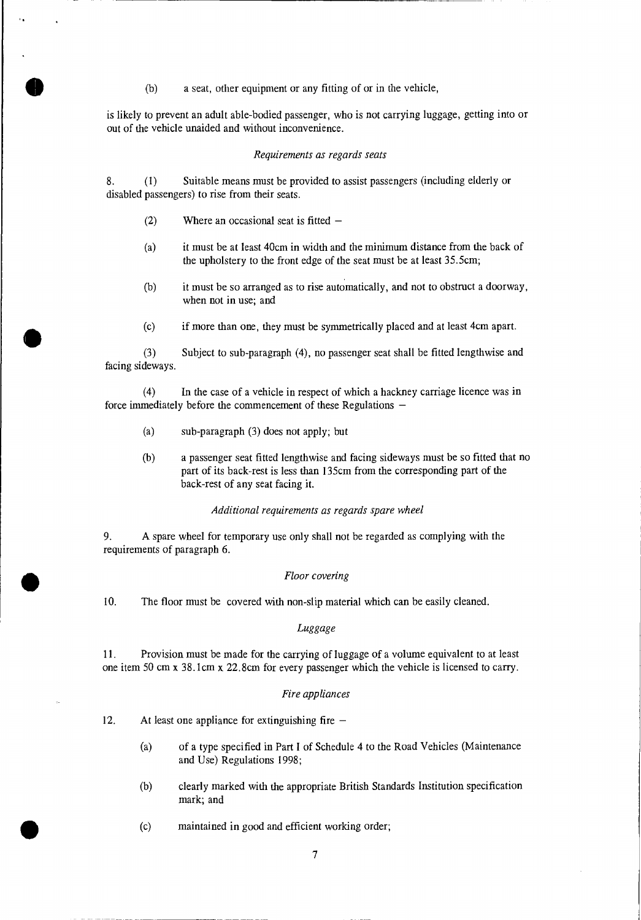(b) a seat, other equipment or any fitting of or in the vehicle,

is likely to prevent an adult able-bodied passenger, who is not carrying luggage, getting into or out of the vehicle unaided and without inconvenience.

*Requirements as regards seats*

8. (1) Suitable means must be provided to assist passengers (including elderly or disabled passengers) to rise from their seats.

(2) Where an occasional seat is fitted –

(a) it must be at least 40cm in width and the minimum distance from the back of the upholstery to the front edge of the seat must be at least 35.5cm;

(b) it must be so arranged as to rise automatically, and not to obstruct a doorway, when not in use; and

(c) if more than one, they must be symmetrically placed and at least 4cm apart.

(3) Subject to sub-paragraph (4), no passenger seat shall be fitted lengthwise and facing sideways.

(4) In the case of a vehicle in respect of which a hackney carriage licence was in force immediately before the commencement of these Regulations –

(a) sub-paragraph (3) does not apply; but

(b) a passenger seat fitted lengthwise and facing sideways must be so fitted that no part of its back-rest is less than 135cm from the corresponding part of the back-rest of any seat facing it.

*Additional requirements as regards spare wheel*

9. A spare wheel for temporary use only shall not be regarded as complying with the requirements of paragraph 6.

*Floor covering*

10. The floor must be covered with non-slip material which can be easily cleaned.

*Luggage*

11. Provision must be made for the carrying of luggage of a volume equivalent to at least one item 50 cm x 38.1cm x 22.8cm for every passenger which the vehicle is licensed to carry.

*Fire appliances*

12. At least one appliance for extinguishing fire –

(a) of a type specified in Part I of Schedule 4 to the Road Vehicles (Maintenance and Use) Regulations 1998;

(b) clearly marked with the appropriate British Standards Institution specification mark; and

(c) maintained in good and efficient working order;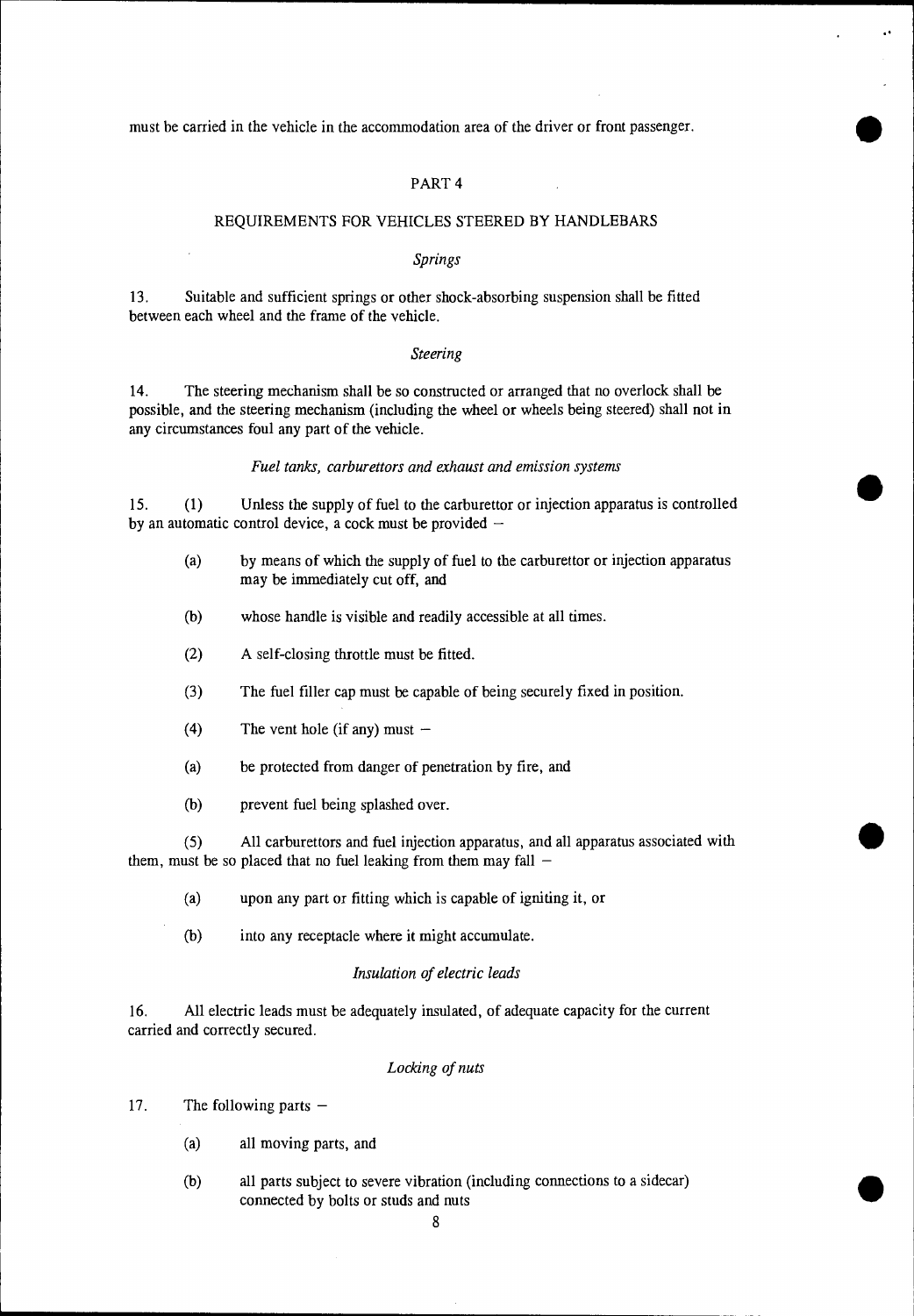must be carried in the vehicle in the accommodation area of the driver or front passenger.

## PART 4

## REQUIREMENTS FOR VEHICLES STEERED BY HANDLEBARS

### *Springs*

13. Suitable and sufficient springs or other shock-absorbing suspension shall be fitted between each wheel and the frame of the vehicle.

### *Steering*

14. The steering mechanism shall be so constructed or arranged that no overlock shall be possible, and the steering mechanism (including the wheel or wheels being steered) shall not in any circumstances foul any part of the vehicle.

### *Fuel tanks, carburettors and exhaust and emission systems*

15. (1) Unless the supply of fuel to the carburettor or injection apparatus is controlled by an automatic control device, a cock must be provided –

(a) by means of which the supply of fuel to the carburettor or injection apparatus may be immediately cut off, and

(b) whose handle is visible and readily accessible at all times.

(2) A self-closing throttle must be fitted.

(3) The fuel filler cap must be capable of being securely fixed in position.

(4) The vent hole (if any) must –

(a) be protected from danger of penetration by fire, and

(b) prevent fuel being splashed over.

(5) All carburettors and fuel injection apparatus, and all apparatus associated with them, must be so placed that no fuel leaking from them may fall –

(a) upon any part or fitting which is capable of igniting it, or

(b) into any receptacle where it might accumulate.

### *Insulation of electric leads*

16. All electric leads must be adequately insulated, of adequate capacity for the current carried and correctly secured.

### *Locking of nuts*

17. The following parts –

(a) all moving parts, and

(b) all parts subject to severe vibration (including connections to a sidecar) connected by bolts or studs and nuts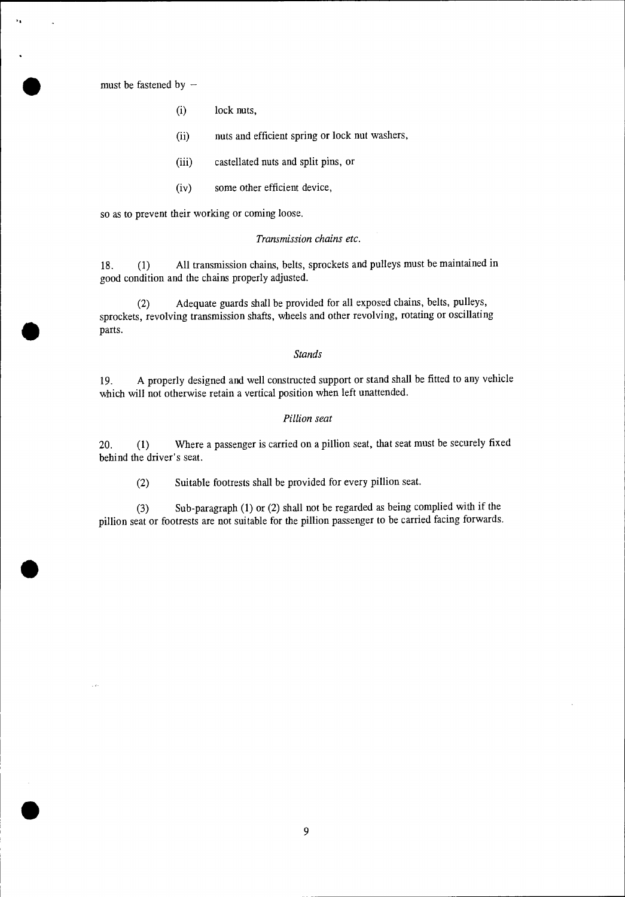must be fastened by –

(i) lock nuts,

(ii) nuts and efficient spring or lock nut washers,

(iii) castellated nuts and split pins, or

(iv) some other efficient device,

so as to prevent their working or coming loose.

*Transmission chains etc.*

18. (1) All transmission chains, belts, sprockets and pulleys must be maintained in good condition and the chains properly adjusted.

(2) Adequate guards shall be provided for all exposed chains, belts, pulleys, sprockets, revolving transmission shafts, wheels and other revolving, rotating or oscillating parts.

*Stands*

19. A properly designed and well constructed support or stand shall be fitted to any vehicle which will not otherwise retain a vertical position when left unattended.

*Pillion seat*

20. (1) Where a passenger is carried on a pillion seat, that seat must be securely fixed behind the driver's seat.

(2) Suitable footrests shall be provided for every pillion seat.

(3) Sub-paragraph (1) or (2) shall not be regarded as being complied with if the pillion seat or footrests are not suitable for the pillion passenger to be carried facing forwards.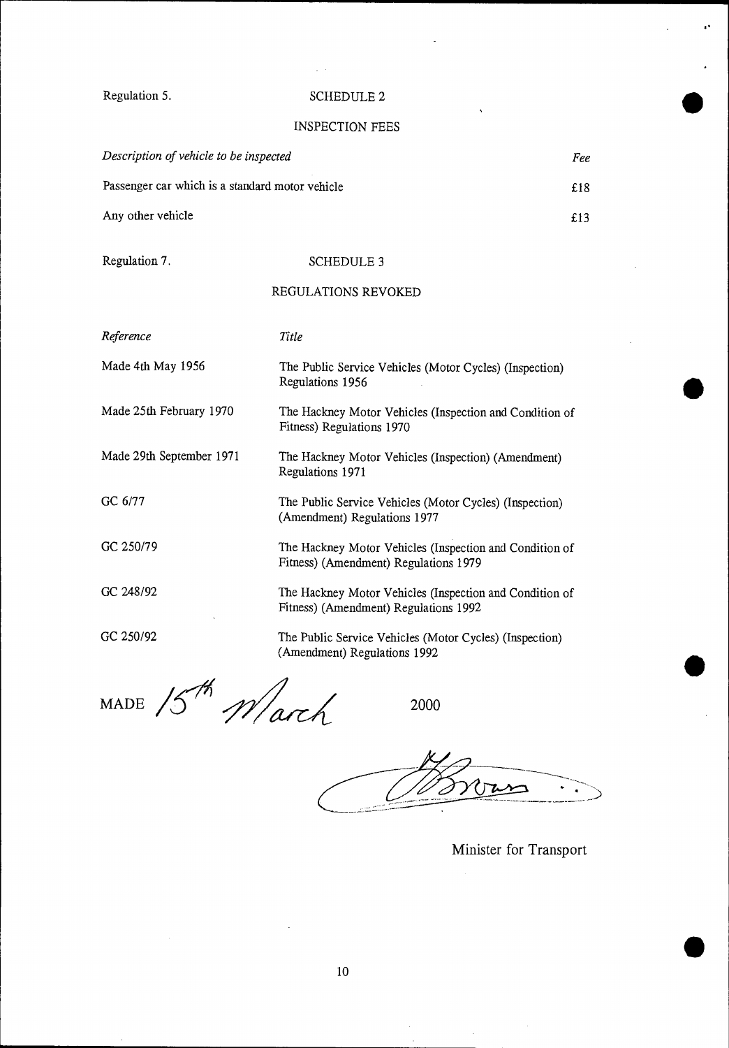Regulation 5.

## SCHEDULE 2

### INSPECTION FEES

| *Description of vehicle to be inspected* | *Fee* |
| --- | --- |
| Passenger car which is a standard motor vehicle | £18 |
| Any other vehicle | £13 |

Regulation 7.

## SCHEDULE 3

### REGULATIONS REVOKED

| *Reference* | *Title* |
| --- | --- |
| Made 4th May 1956 | The Public Service Vehicles (Motor Cycles) (Inspection) Regulations 1956 |
| Made 25th February 1970 | The Hackney Motor Vehicles (Inspection and Condition of Fitness) Regulations 1970 |
| Made 29th September 1971 | The Hackney Motor Vehicles (Inspection) (Amendment) Regulations 1971 |
| GC 6/77 | The Public Service Vehicles (Motor Cycles) (Inspection) (Amendment) Regulations 1977 |
| GC 250/79 | The Hackney Motor Vehicles (Inspection and Condition of Fitness) (Amendment) Regulations 1979 |
| GC 248/92 | The Hackney Motor Vehicles (Inspection and Condition of Fitness) (Amendment) Regulations 1992 |
| GC 250/92 | The Public Service Vehicles (Motor Cycles) (Inspection) (Amendment) Regulations 1992 |

MADE 15th March 2000

Minister for Transport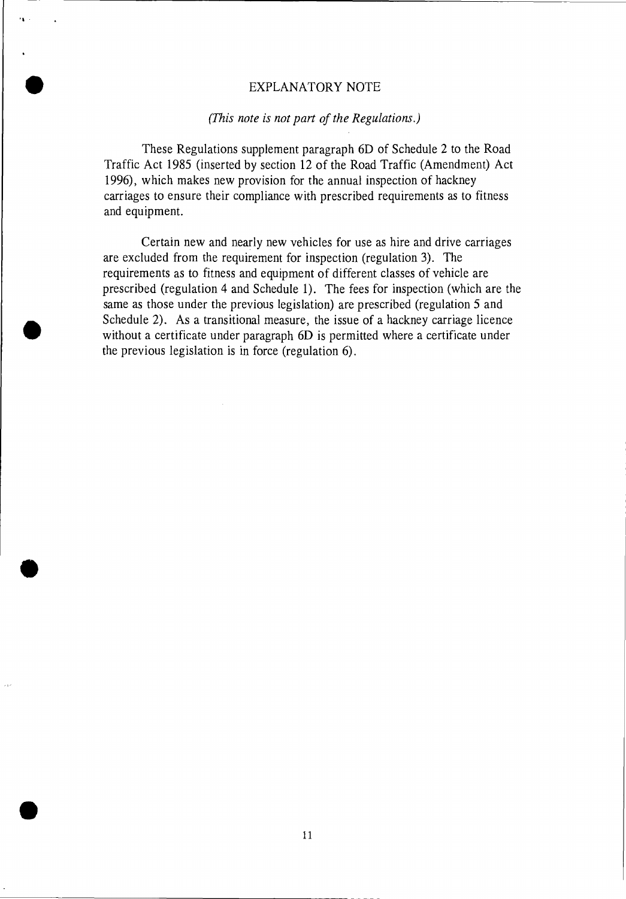# EXPLANATORY NOTE

*(This note is not part of the Regulations.)*

These Regulations supplement paragraph 6D of Schedule 2 to the Road Traffic Act 1985 (inserted by section 12 of the Road Traffic (Amendment) Act 1996), which makes new provision for the annual inspection of hackney carriages to ensure their compliance with prescribed requirements as to fitness and equipment.

Certain new and nearly new vehicles for use as hire and drive carriages are excluded from the requirement for inspection (regulation 3). The requirements as to fitness and equipment of different classes of vehicle are prescribed (regulation 4 and Schedule 1). The fees for inspection (which are the same as those under the previous legislation) are prescribed (regulation 5 and Schedule 2). As a transitional measure, the issue of a hackney carriage licence without a certificate under paragraph 6D is permitted where a certificate under the previous legislation is in force (regulation 6).